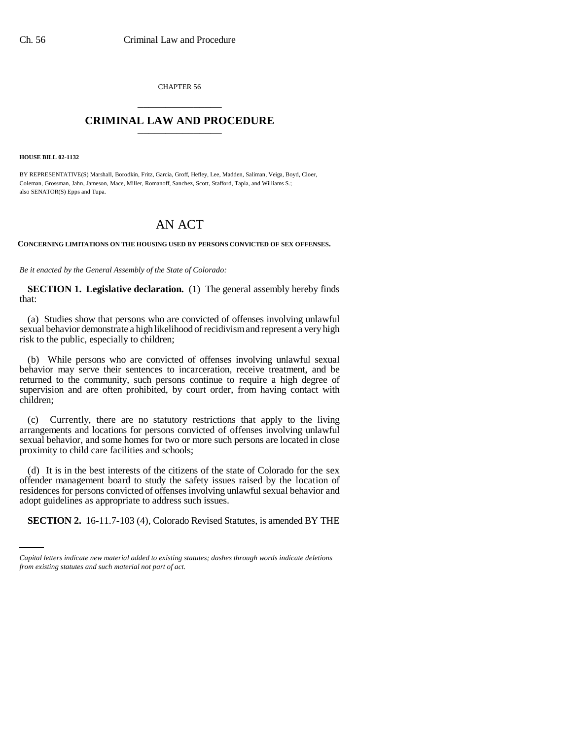CHAPTER 56

# CRIMINAL LAW AND PROCEDURE

**HOUSE BILL 02-1132**

BY REPRESENTATIVE(S) Marshall, Borodkin, Fritz, Garcia, Groff, Hefley, Lee, Madden, Saliman, Veiga, Boyd, Cloer, Coleman, Grossman, Jahn, Jameson, Mace, Miller, Romanoff, Sanchez, Scott, Stafford, Tapia, and Williams S.; also SENATOR(S) Epps and Tupa.

# AN ACT

**CONCERNING LIMITATIONS ON THE HOUSING USED BY PERSONS CONVICTED OF SEX OFFENSES.**

*Be it enacted by the General Assembly of the State of Colorado:*

**SECTION 1. Legislative declaration.** (1) The general assembly hereby finds that:

(a) Studies show that persons who are convicted of offenses involving unlawful sexual behavior demonstrate a high likelihood of recidivism and represent a very high risk to the public, especially to children;

(b) While persons who are convicted of offenses involving unlawful sexual behavior may serve their sentences to incarceration, receive treatment, and be returned to the community, such persons continue to require a high degree of supervision and are often prohibited, by court order, from having contact with children;

(c) Currently, there are no statutory restrictions that apply to the living arrangements and locations for persons convicted of offenses involving unlawful sexual behavior, and some homes for two or more such persons are located in close proximity to child care facilities and schools;

(d) It is in the best interests of the citizens of the state of Colorado for the sex offender management board to study the safety issues raised by the location of residences for persons convicted of offenses involving unlawful sexual behavior and adopt guidelines as appropriate to address such issues.

**SECTION 2.** 16-11.7-103 (4), Colorado Revised Statutes, is amended BY THE

*Capital letters indicate new material added to existing statutes; dashes through words indicate deletions from existing statutes and such material not part of act.*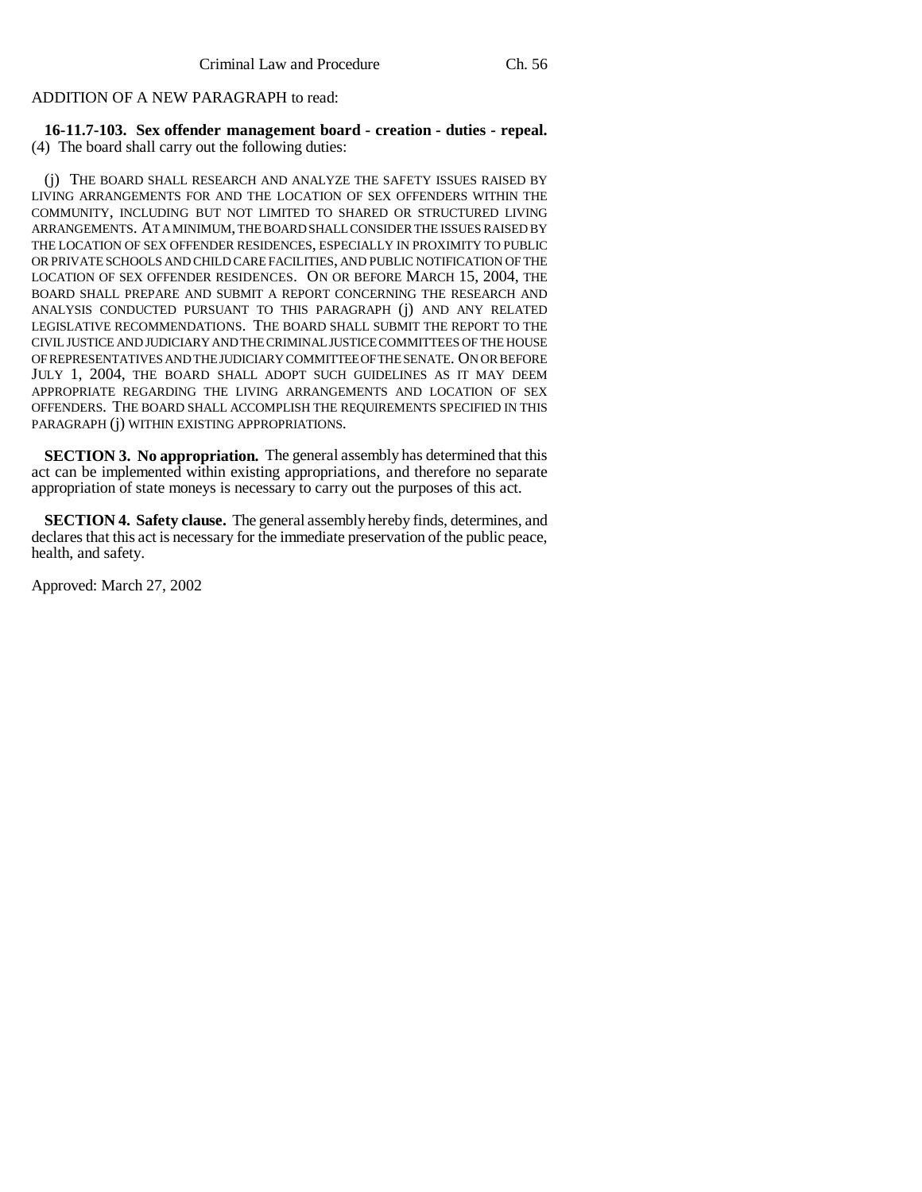ADDITION OF A NEW PARAGRAPH to read:

**16-11.7-103. Sex offender management board - creation - duties - repeal.** (4) The board shall carry out the following duties:

(j) THE BOARD SHALL RESEARCH AND ANALYZE THE SAFETY ISSUES RAISED BY LIVING ARRANGEMENTS FOR AND THE LOCATION OF SEX OFFENDERS WITHIN THE COMMUNITY, INCLUDING BUT NOT LIMITED TO SHARED OR STRUCTURED LIVING ARRANGEMENTS. AT A MINIMUM, THE BOARD SHALL CONSIDER THE ISSUES RAISED BY THE LOCATION OF SEX OFFENDER RESIDENCES, ESPECIALLY IN PROXIMITY TO PUBLIC OR PRIVATE SCHOOLS AND CHILD CARE FACILITIES, AND PUBLIC NOTIFICATION OF THE LOCATION OF SEX OFFENDER RESIDENCES. ON OR BEFORE MARCH 15, 2004, THE BOARD SHALL PREPARE AND SUBMIT A REPORT CONCERNING THE RESEARCH AND ANALYSIS CONDUCTED PURSUANT TO THIS PARAGRAPH (j) AND ANY RELATED LEGISLATIVE RECOMMENDATIONS. THE BOARD SHALL SUBMIT THE REPORT TO THE CIVIL JUSTICE AND JUDICIARY AND THE CRIMINAL JUSTICE COMMITTEES OF THE HOUSE OF REPRESENTATIVES AND THE JUDICIARY COMMITTEE OF THE SENATE. ON OR BEFORE JULY 1, 2004, THE BOARD SHALL ADOPT SUCH GUIDELINES AS IT MAY DEEM APPROPRIATE REGARDING THE LIVING ARRANGEMENTS AND LOCATION OF SEX OFFENDERS. THE BOARD SHALL ACCOMPLISH THE REQUIREMENTS SPECIFIED IN THIS PARAGRAPH (j) WITHIN EXISTING APPROPRIATIONS.

**SECTION 3. No appropriation.** The general assembly has determined that this act can be implemented within existing appropriations, and therefore no separate appropriation of state moneys is necessary to carry out the purposes of this act.

**SECTION 4. Safety clause.** The general assembly hereby finds, determines, and declares that this act is necessary for the immediate preservation of the public peace, health, and safety.

Approved: March 27, 2002